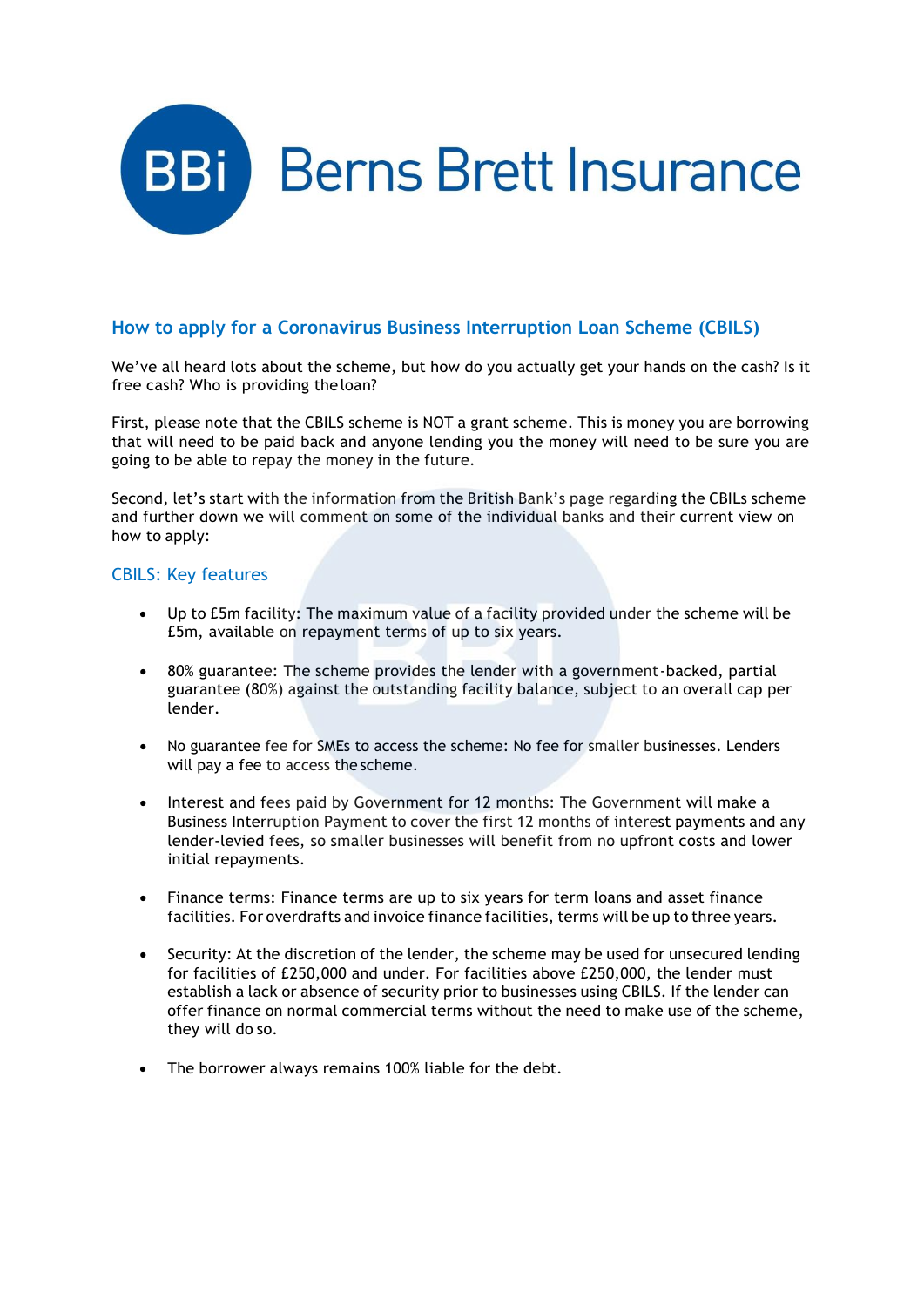# BBi Berns Brett Insurance

## How to apply for a Coronavirus Business Interruption Loan Scheme (CBILS)

We've all heard lots about the scheme, but how do you actually get your hands on the cash? Is it free cash? Who is providing the loan?

First, please note that the CBILS scheme is NOT a grant scheme. This is money you are borrowing that will need to be paid back and anyone lending you the money will need to be sure you are going to be able to repay the money in the future.

Second, let's start with the information from the British Bank's page regarding the CBILs scheme and further down we will comment on some of the individual banks and their current view on how to apply:

### CBILS: Key features

- Up to £5m facility: The maximum value of a facility provided under the scheme will be £5m, available on repayment terms of up to six years.
- 80% guarantee: The scheme provides the lender with a government-backed, partial guarantee (80%) against the outstanding facility balance, subject to an overall cap per lender.
- No guarantee fee for SMEs to access the scheme: No fee for smaller businesses. Lenders will pay a fee to access the scheme.
- Interest and fees paid by Government for 12 months: The Government will make a Business Interruption Payment to cover the first 12 months of interest payments and any lender-levied fees, so smaller businesses will benefit from no upfront costs and lower initial repayments.
- Finance terms: Finance terms are up to six years for term loans and asset finance facilities. For overdrafts and invoice finance facilities, terms will be up to three years.
- Security: At the discretion of the lender, the scheme may be used for unsecured lending for facilities of £250,000 and under. For facilities above £250,000, the lender must establish a lack or absence of security prior to businesses using CBILS. If the lender can offer finance on normal commercial terms without the need to make use of the scheme, they will do so.
- The borrower always remains 100% liable for the debt.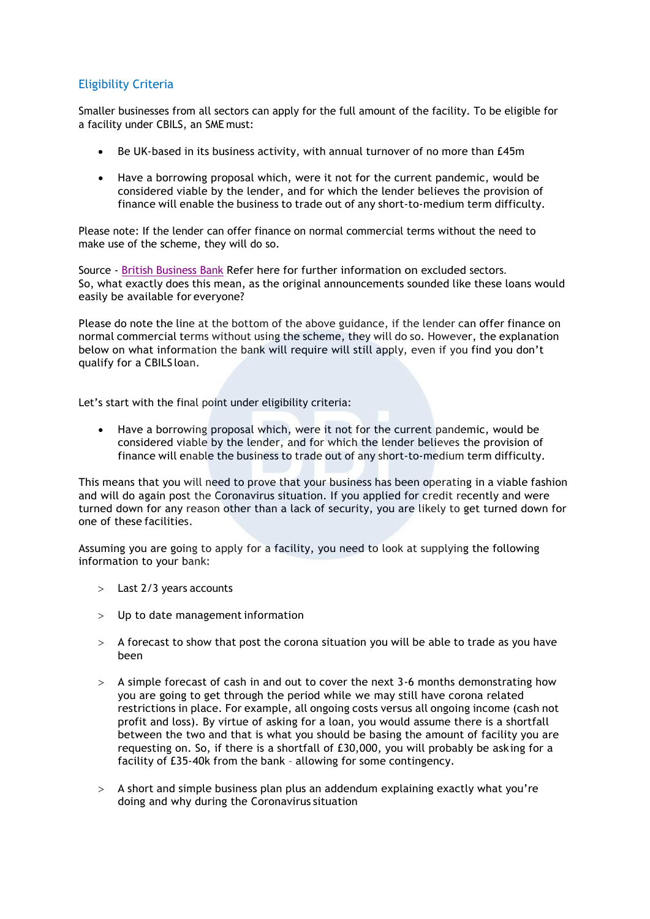## Eligibility Criteria

Smaller businesses from all sectors can apply for the full amount of the facility. To be eligible for a facility under CBILS, an SME must:

- Be UK-based in its business activity, with annual turnover of no more than £45m
- Have a borrowing proposal which, were it not for the current pandemic, would be considered viable by the lender, and for which the lender believes the provision of finance will enable the business to trade out of any short-to-medium term difficulty.

Please note: If the lender can offer finance on normal commercial terms without the need to make use of the scheme, they will do so.

Source - British Business Bank Refer here for further information on excluded sectors.
So, what exactly does this mean, as the original announcements sounded like these loans would easily be available for everyone?

Please do note the line at the bottom of the above guidance, if the lender can offer finance on normal commercial terms without using the scheme, they will do so. However, the explanation below on what information the bank will require will still apply, even if you find you don't qualify for a CBILS loan.

Let's start with the final point under eligibility criteria:

- Have a borrowing proposal which, were it not for the current pandemic, would be considered viable by the lender, and for which the lender believes the provision of finance will enable the business to trade out of any short-to-medium term difficulty.

This means that you will need to prove that your business has been operating in a viable fashion and will do again post the Coronavirus situation. If you applied for credit recently and were turned down for any reason other than a lack of security, you are likely to get turned down for one of these facilities.

Assuming you are going to apply for a facility, you need to look at supplying the following information to your bank:

- Last 2/3 years accounts
- Up to date management information
- A forecast to show that post the corona situation you will be able to trade as you have been
- A simple forecast of cash in and out to cover the next 3-6 months demonstrating how you are going to get through the period while we may still have corona related restrictions in place. For example, all ongoing costs versus all ongoing income (cash not profit and loss). By virtue of asking for a loan, you would assume there is a shortfall between the two and that is what you should be basing the amount of facility you are requesting on. So, if there is a shortfall of £30,000, you will probably be asking for a facility of £35-40k from the bank – allowing for some contingency.
- A short and simple business plan plus an addendum explaining exactly what you're doing and why during the Coronavirus situation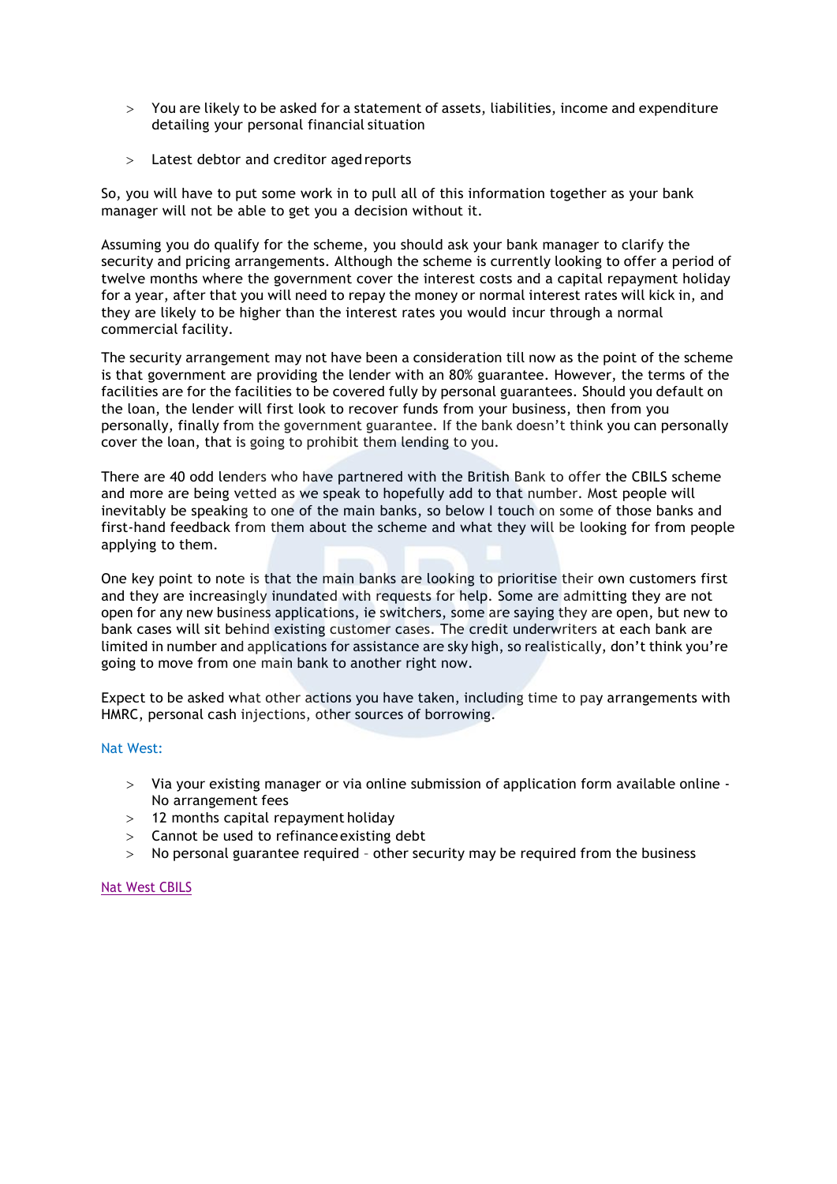- You are likely to be asked for a statement of assets, liabilities, income and expenditure detailing your personal financial situation
- Latest debtor and creditor aged reports

So, you will have to put some work in to pull all of this information together as your bank manager will not be able to get you a decision without it.

Assuming you do qualify for the scheme, you should ask your bank manager to clarify the security and pricing arrangements. Although the scheme is currently looking to offer a period of twelve months where the government cover the interest costs and a capital repayment holiday for a year, after that you will need to repay the money or normal interest rates will kick in, and they are likely to be higher than the interest rates you would incur through a normal commercial facility.

The security arrangement may not have been a consideration till now as the point of the scheme is that government are providing the lender with an 80% guarantee. However, the terms of the facilities are for the facilities to be covered fully by personal guarantees. Should you default on the loan, the lender will first look to recover funds from your business, then from you personally, finally from the government guarantee. If the bank doesn't think you can personally cover the loan, that is going to prohibit them lending to you.

There are 40 odd lenders who have partnered with the British Bank to offer the CBILS scheme and more are being vetted as we speak to hopefully add to that number. Most people will inevitably be speaking to one of the main banks, so below I touch on some of those banks and first-hand feedback from them about the scheme and what they will be looking for from people applying to them.

One key point to note is that the main banks are looking to prioritise their own customers first and they are increasingly inundated with requests for help. Some are admitting they are not open for any new business applications, ie switchers, some are saying they are open, but new to bank cases will sit behind existing customer cases. The credit underwriters at each bank are limited in number and applications for assistance are sky high, so realistically, don't think you're going to move from one main bank to another right now.

Expect to be asked what other actions you have taken, including time to pay arrangements with HMRC, personal cash injections, other sources of borrowing.

Nat West:

- Via your existing manager or via online submission of application form available online - No arrangement fees
- 12 months capital repayment holiday
- Cannot be used to refinance existing debt
- No personal guarantee required – other security may be required from the business

Nat West CBILS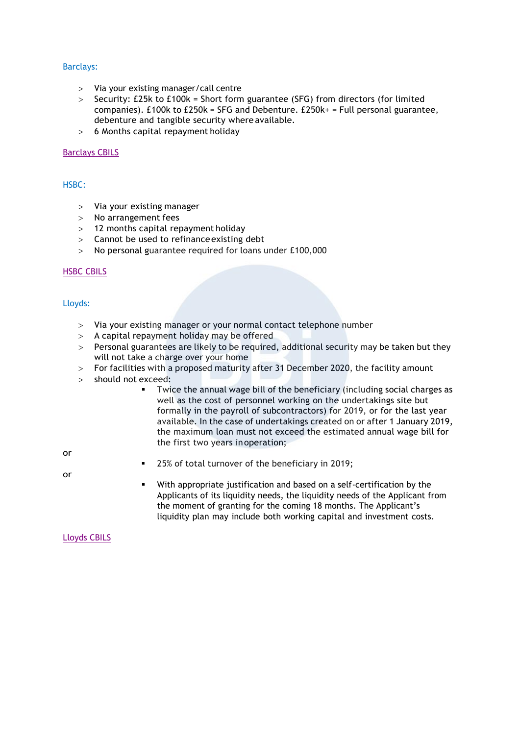Barclays:

- Via your existing manager/call centre
- Security: £25k to £100k = Short form guarantee (SFG) from directors (for limited companies). £100k to £250k = SFG and Debenture. £250k+ = Full personal guarantee, debenture and tangible security where available.
- 6 Months capital repayment holiday

Barclays CBILS

HSBC:

- Via your existing manager
- No arrangement fees
- 12 months capital repayment holiday
- Cannot be used to refinance existing debt
- No personal guarantee required for loans under £100,000

HSBC CBILS

Lloyds:

- Via your existing manager or your normal contact telephone number
- A capital repayment holiday may be offered
- Personal guarantees are likely to be required, additional security may be taken but they will not take a charge over your home
- For facilities with a proposed maturity after 31 December 2020, the facility amount
- should not exceed:
    - Twice the annual wage bill of the beneficiary (including social charges as well as the cost of personnel working on the undertakings site but formally in the payroll of subcontractors) for 2019, or for the last year available. In the case of undertakings created on or after 1 January 2019, the maximum loan must not exceed the estimated annual wage bill for the first two years in operation;

or

    - 25% of total turnover of the beneficiary in 2019;

or

    - With appropriate justification and based on a self-certification by the Applicants of its liquidity needs, the liquidity needs of the Applicant from the moment of granting for the coming 18 months. The Applicant's liquidity plan may include both working capital and investment costs.

Lloyds CBILS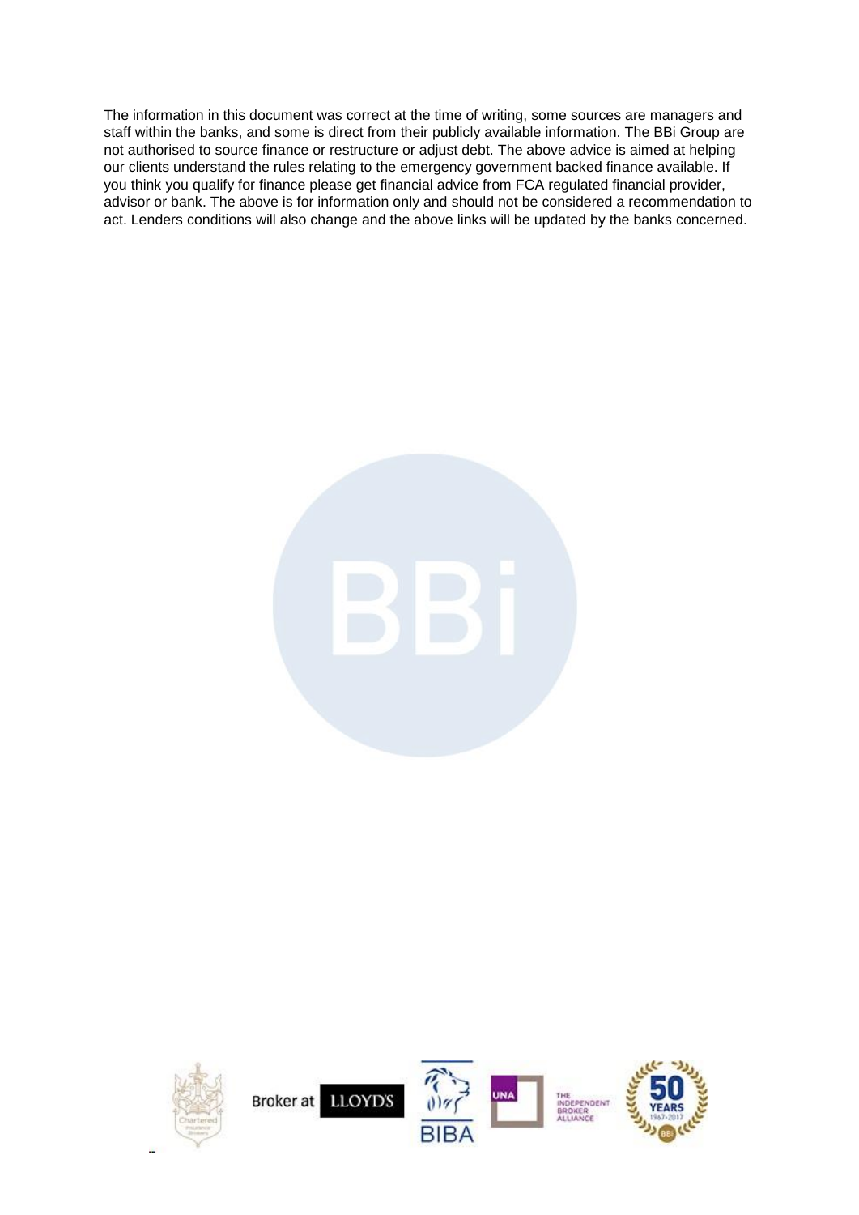The information in this document was correct at the time of writing, some sources are managers and staff within the banks, and some is direct from their publicly available information. The BBi Group are not authorised to source finance or restructure or adjust debt. The above advice is aimed at helping our clients understand the rules relating to the emergency government backed finance available. If you think you qualify for finance please get financial advice from FCA regulated financial provider, advisor or bank. The above is for information only and should not be considered a recommendation to act. Lenders conditions will also change and the above links will be updated by the banks concerned.